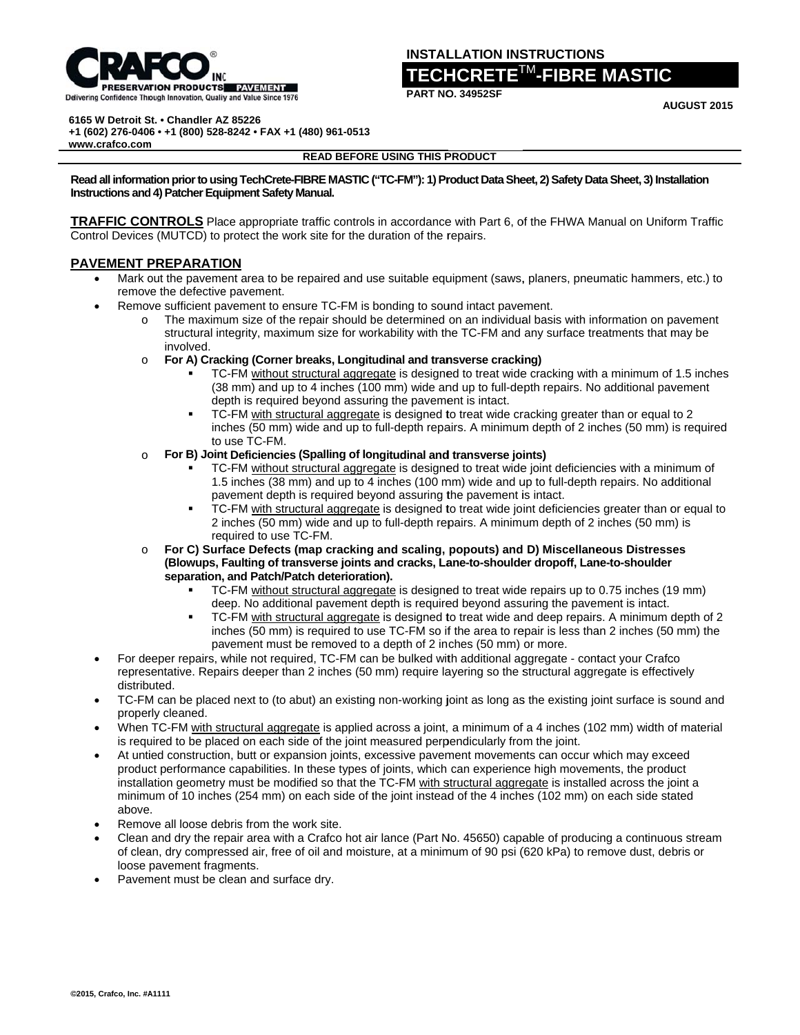**INSTALLATION INSTRUCTIONS**

# TECHCRETE™-FIBRE MASTIC

**PART NO. 34952SF**

**AUGUST 2015**

**6165 W Detroit St. • Chandler AZ 85226**
**+1 (602) 276-0406 • +1 (800) 528-8242 • FAX +1 (480) 961-0513**
**www.crafco.com**

**READ BEFORE USING THIS PRODUCT**

**Read all information prior to using TechCrete-FIBRE MASTIC ("TC-FM"): 1) Product Data Sheet, 2) Safety Data Sheet, 3) Installation Instructions and 4) Patcher Equipment Safety Manual.**

**TRAFFIC CONTROLS** Place appropriate traffic controls in accordance with Part 6, of the FHWA Manual on Uniform Traffic Control Devices (MUTCD) to protect the work site for the duration of the repairs.

## PAVEMENT PREPARATION

- Mark out the pavement area to be repaired and use suitable equipment (saws, planers, pneumatic hammers, etc.) to remove the defective pavement.
- Remove sufficient pavement to ensure TC-FM is bonding to sound intact pavement.
  - The maximum size of the repair should be determined on an individual basis with information on pavement structural integrity, maximum size for workability with the TC-FM and any surface treatments that may be involved.
  - **For A) Cracking (Corner breaks, Longitudinal and transverse cracking)**
    - TC-FM without structural aggregate is designed to treat wide cracking with a minimum of 1.5 inches (38 mm) and up to 4 inches (100 mm) wide and up to full-depth repairs. No additional pavement depth is required beyond assuring the pavement is intact.
    - TC-FM with structural aggregate is designed to treat wide cracking greater than or equal to 2 inches (50 mm) wide and up to full-depth repairs. A minimum depth of 2 inches (50 mm) is required to use TC-FM.
  - **For B) Joint Deficiencies (Spalling of longitudinal and transverse joints)**
    - TC-FM without structural aggregate is designed to treat wide joint deficiencies with a minimum of 1.5 inches (38 mm) and up to 4 inches (100 mm) wide and up to full-depth repairs. No additional pavement depth is required beyond assuring the pavement is intact.
    - TC-FM with structural aggregate is designed to treat wide joint deficiencies greater than or equal to 2 inches (50 mm) wide and up to full-depth repairs. A minimum depth of 2 inches (50 mm) is required to use TC-FM.
  - **For C) Surface Defects (map cracking and scaling, popouts) and D) Miscellaneous Distresses (Blowups, Faulting of transverse joints and cracks, Lane-to-shoulder dropoff, Lane-to-shoulder separation, and Patch/Patch deterioration).**
    - TC-FM without structural aggregate is designed to treat wide repairs up to 0.75 inches (19 mm) deep. No additional pavement depth is required beyond assuring the pavement is intact.
    - TC-FM with structural aggregate is designed to treat wide and deep repairs. A minimum depth of 2 inches (50 mm) is required to use TC-FM so if the area to repair is less than 2 inches (50 mm) the pavement must be removed to a depth of 2 inches (50 mm) or more.
- For deeper repairs, while not required, TC-FM can be bulked with additional aggregate - contact your Crafco representative. Repairs deeper than 2 inches (50 mm) require layering so the structural aggregate is effectively distributed.
- TC-FM can be placed next to (to abut) an existing non-working joint as long as the existing joint surface is sound and properly cleaned.
- When TC-FM with structural aggregate is applied across a joint, a minimum of a 4 inches (102 mm) width of material is required to be placed on each side of the joint measured perpendicularly from the joint.
- At untied construction, butt or expansion joints, excessive pavement movements can occur which may exceed product performance capabilities. In these types of joints, which can experience high movements, the product installation geometry must be modified so that the TC-FM with structural aggregate is installed across the joint a minimum of 10 inches (254 mm) on each side of the joint instead of the 4 inches (102 mm) on each side stated above.
- Remove all loose debris from the work site.
- Clean and dry the repair area with a Crafco hot air lance (Part No. 45650) capable of producing a continuous stream of clean, dry compressed air, free of oil and moisture, at a minimum of 90 psi (620 kPa) to remove dust, debris or loose pavement fragments.
- Pavement must be clean and surface dry.

©2015, Crafco, Inc. #A1111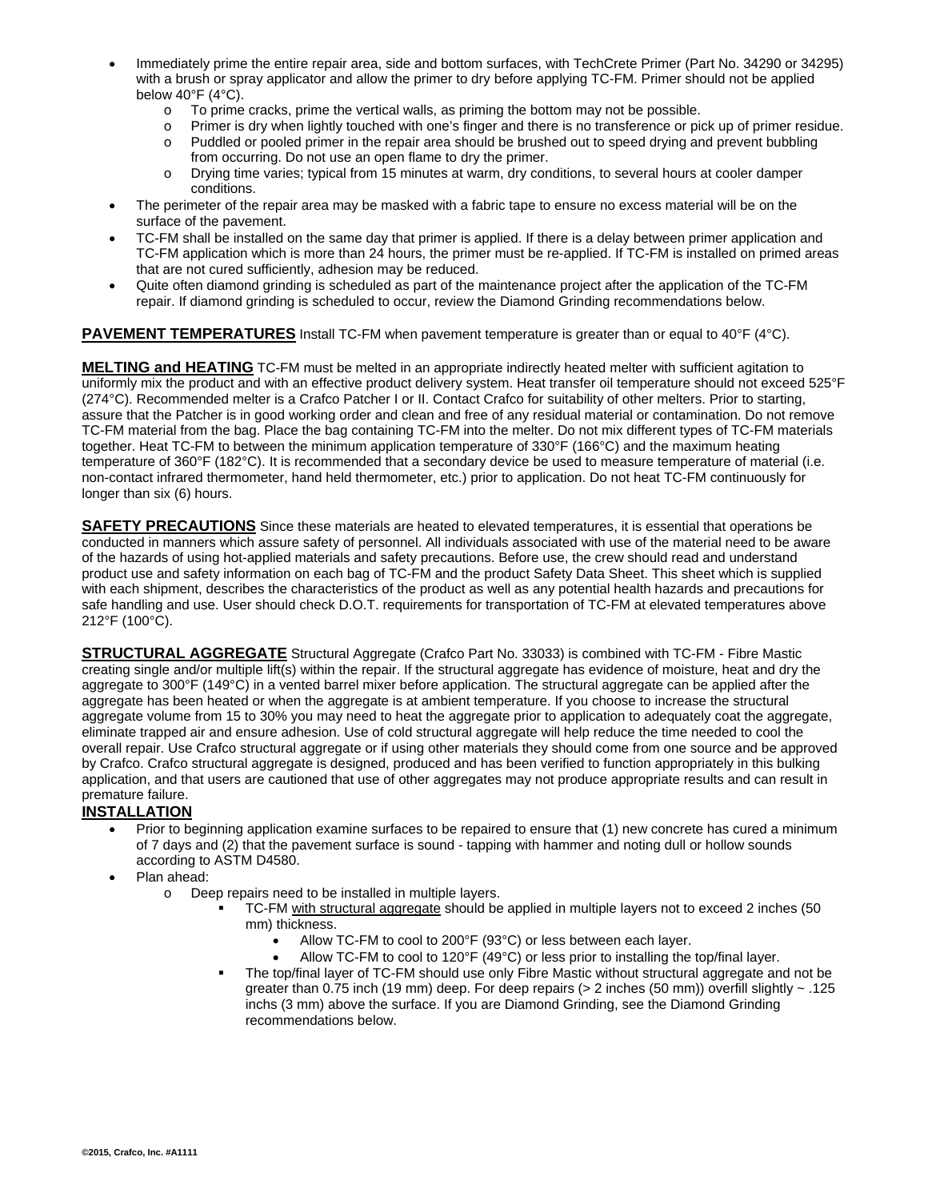- Immediately prime the entire repair area, side and bottom surfaces, with TechCrete Primer (Part No. 34290 or 34295) with a brush or spray applicator and allow the primer to dry before applying TC-FM. Primer should not be applied below 40°F (4°C).
  - To prime cracks, prime the vertical walls, as priming the bottom may not be possible.
  - Primer is dry when lightly touched with one's finger and there is no transference or pick up of primer residue.
  - Puddled or pooled primer in the repair area should be brushed out to speed drying and prevent bubbling from occurring. Do not use an open flame to dry the primer.
  - Drying time varies; typical from 15 minutes at warm, dry conditions, to several hours at cooler damper conditions.
- The perimeter of the repair area may be masked with a fabric tape to ensure no excess material will be on the surface of the pavement.
- TC-FM shall be installed on the same day that primer is applied. If there is a delay between primer application and TC-FM application which is more than 24 hours, the primer must be re-applied. If TC-FM is installed on primed areas that are not cured sufficiently, adhesion may be reduced.
- Quite often diamond grinding is scheduled as part of the maintenance project after the application of the TC-FM repair. If diamond grinding is scheduled to occur, review the Diamond Grinding recommendations below.

**PAVEMENT TEMPERATURES** Install TC-FM when pavement temperature is greater than or equal to 40°F (4°C).

**MELTING and HEATING** TC-FM must be melted in an appropriate indirectly heated melter with sufficient agitation to uniformly mix the product and with an effective product delivery system. Heat transfer oil temperature should not exceed 525°F (274°C). Recommended melter is a Crafco Patcher I or II. Contact Crafco for suitability of other melters. Prior to starting, assure that the Patcher is in good working order and clean and free of any residual material or contamination. Do not remove TC-FM material from the bag. Place the bag containing TC-FM into the melter. Do not mix different types of TC-FM materials together. Heat TC-FM to between the minimum application temperature of 330°F (166°C) and the maximum heating temperature of 360°F (182°C). It is recommended that a secondary device be used to measure temperature of material (i.e. non-contact infrared thermometer, hand held thermometer, etc.) prior to application. Do not heat TC-FM continuously for longer than six (6) hours.

**SAFETY PRECAUTIONS** Since these materials are heated to elevated temperatures, it is essential that operations be conducted in manners which assure safety of personnel. All individuals associated with use of the material need to be aware of the hazards of using hot-applied materials and safety precautions. Before use, the crew should read and understand product use and safety information on each bag of TC-FM and the product Safety Data Sheet. This sheet which is supplied with each shipment, describes the characteristics of the product as well as any potential health hazards and precautions for safe handling and use. User should check D.O.T. requirements for transportation of TC-FM at elevated temperatures above 212°F (100°C).

**STRUCTURAL AGGREGATE** Structural Aggregate (Crafco Part No. 33033) is combined with TC-FM - Fibre Mastic creating single and/or multiple lift(s) within the repair. If the structural aggregate has evidence of moisture, heat and dry the aggregate to 300°F (149°C) in a vented barrel mixer before application. The structural aggregate can be applied after the aggregate has been heated or when the aggregate is at ambient temperature. If you choose to increase the structural aggregate volume from 15 to 30% you may need to heat the aggregate prior to application to adequately coat the aggregate, eliminate trapped air and ensure adhesion. Use of cold structural aggregate will help reduce the time needed to cool the overall repair. Use Crafco structural aggregate or if using other materials they should come from one source and be approved by Crafco. Crafco structural aggregate is designed, produced and has been verified to function appropriately in this bulking application, and that users are cautioned that use of other aggregates may not produce appropriate results and can result in premature failure.

**INSTALLATION**

- Prior to beginning application examine surfaces to be repaired to ensure that (1) new concrete has cured a minimum of 7 days and (2) that the pavement surface is sound - tapping with hammer and noting dull or hollow sounds according to ASTM D4580.
- Plan ahead:
  - Deep repairs need to be installed in multiple layers.
    - TC-FM with structural aggregate should be applied in multiple layers not to exceed 2 inches (50 mm) thickness.
      - Allow TC-FM to cool to 200°F (93°C) or less between each layer.
      - Allow TC-FM to cool to 120°F (49°C) or less prior to installing the top/final layer.
    - The top/final layer of TC-FM should use only Fibre Mastic without structural aggregate and not be greater than 0.75 inch (19 mm) deep. For deep repairs (> 2 inches (50 mm)) overfill slightly ~ .125 inchs (3 mm) above the surface. If you are Diamond Grinding, see the Diamond Grinding recommendations below.

©2015, Crafco, Inc. #A1111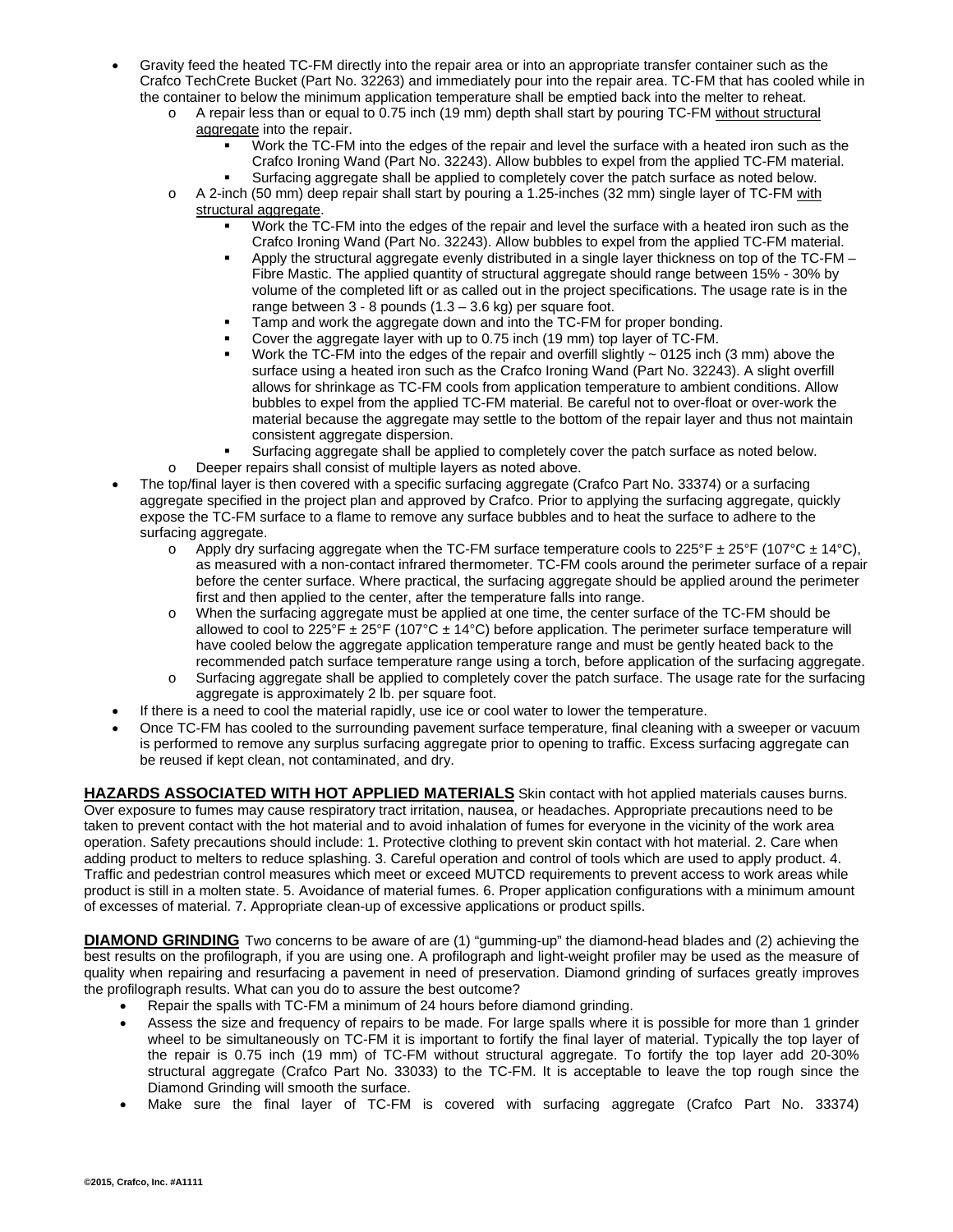- Gravity feed the heated TC-FM directly into the repair area or into an appropriate transfer container such as the Crafco TechCrete Bucket (Part No. 32263) and immediately pour into the repair area. TC-FM that has cooled while in the container to below the minimum application temperature shall be emptied back into the melter to reheat.
    - A repair less than or equal to 0.75 inch (19 mm) depth shall start by pouring TC-FM without structural aggregate into the repair.
        - Work the TC-FM into the edges of the repair and level the surface with a heated iron such as the Crafco Ironing Wand (Part No. 32243). Allow bubbles to expel from the applied TC-FM material.
        - Surfacing aggregate shall be applied to completely cover the patch surface as noted below.
    - A 2-inch (50 mm) deep repair shall start by pouring a 1.25-inches (32 mm) single layer of TC-FM with structural aggregate.
        - Work the TC-FM into the edges of the repair and level the surface with a heated iron such as the Crafco Ironing Wand (Part No. 32243). Allow bubbles to expel from the applied TC-FM material.
        - Apply the structural aggregate evenly distributed in a single layer thickness on top of the TC-FM – Fibre Mastic. The applied quantity of structural aggregate should range between 15% - 30% by volume of the completed lift or as called out in the project specifications. The usage rate is in the range between 3 - 8 pounds (1.3 – 3.6 kg) per square foot.
        - Tamp and work the aggregate down and into the TC-FM for proper bonding.
        - Cover the aggregate layer with up to 0.75 inch (19 mm) top layer of TC-FM.
        - Work the TC-FM into the edges of the repair and overfill slightly ~ 0125 inch (3 mm) above the surface using a heated iron such as the Crafco Ironing Wand (Part No. 32243). A slight overfill allows for shrinkage as TC-FM cools from application temperature to ambient conditions. Allow bubbles to expel from the applied TC-FM material. Be careful not to over-float or over-work the material because the aggregate may settle to the bottom of the repair layer and thus not maintain consistent aggregate dispersion.
        - Surfacing aggregate shall be applied to completely cover the patch surface as noted below.
    - Deeper repairs shall consist of multiple layers as noted above.
- The top/final layer is then covered with a specific surfacing aggregate (Crafco Part No. 33374) or a surfacing aggregate specified in the project plan and approved by Crafco. Prior to applying the surfacing aggregate, quickly expose the TC-FM surface to a flame to remove any surface bubbles and to heat the surface to adhere to the surfacing aggregate.
    - Apply dry surfacing aggregate when the TC-FM surface temperature cools to 225°F ± 25°F (107°C ± 14°C), as measured with a non-contact infrared thermometer. TC-FM cools around the perimeter surface of a repair before the center surface. Where practical, the surfacing aggregate should be applied around the perimeter first and then applied to the center, after the temperature falls into range.
    - When the surfacing aggregate must be applied at one time, the center surface of the TC-FM should be allowed to cool to 225°F ± 25°F (107°C ± 14°C) before application. The perimeter surface temperature will have cooled below the aggregate application temperature range and must be gently heated back to the recommended patch surface temperature range using a torch, before application of the surfacing aggregate.
    - Surfacing aggregate shall be applied to completely cover the patch surface. The usage rate for the surfacing aggregate is approximately 2 lb. per square foot.
- If there is a need to cool the material rapidly, use ice or cool water to lower the temperature.
- Once TC-FM has cooled to the surrounding pavement surface temperature, final cleaning with a sweeper or vacuum is performed to remove any surplus surfacing aggregate prior to opening to traffic. Excess surfacing aggregate can be reused if kept clean, not contaminated, and dry.

**HAZARDS ASSOCIATED WITH HOT APPLIED MATERIALS** Skin contact with hot applied materials causes burns. Over exposure to fumes may cause respiratory tract irritation, nausea, or headaches. Appropriate precautions need to be taken to prevent contact with the hot material and to avoid inhalation of fumes for everyone in the vicinity of the work area operation. Safety precautions should include: 1. Protective clothing to prevent skin contact with hot material. 2. Care when adding product to melters to reduce splashing. 3. Careful operation and control of tools which are used to apply product. 4. Traffic and pedestrian control measures which meet or exceed MUTCD requirements to prevent access to work areas while product is still in a molten state. 5. Avoidance of material fumes. 6. Proper application configurations with a minimum amount of excesses of material. 7. Appropriate clean-up of excessive applications or product spills.

**DIAMOND GRINDING** Two concerns to be aware of are (1) "gumming-up" the diamond-head blades and (2) achieving the best results on the profilograph, if you are using one. A profilograph and light-weight profiler may be used as the measure of quality when repairing and resurfacing a pavement in need of preservation. Diamond grinding of surfaces greatly improves the profilograph results. What can you do to assure the best outcome?

- Repair the spalls with TC-FM a minimum of 24 hours before diamond grinding.
- Assess the size and frequency of repairs to be made. For large spalls where it is possible for more than 1 grinder wheel to be simultaneously on TC-FM it is important to fortify the final layer of material. Typically the top layer of the repair is 0.75 inch (19 mm) of TC-FM without structural aggregate. To fortify the top layer add 20-30% structural aggregate (Crafco Part No. 33033) to the TC-FM. It is acceptable to leave the top rough since the Diamond Grinding will smooth the surface.
- Make sure the final layer of TC-FM is covered with surfacing aggregate (Crafco Part No. 33374)

©2015, Crafco, Inc. #A1111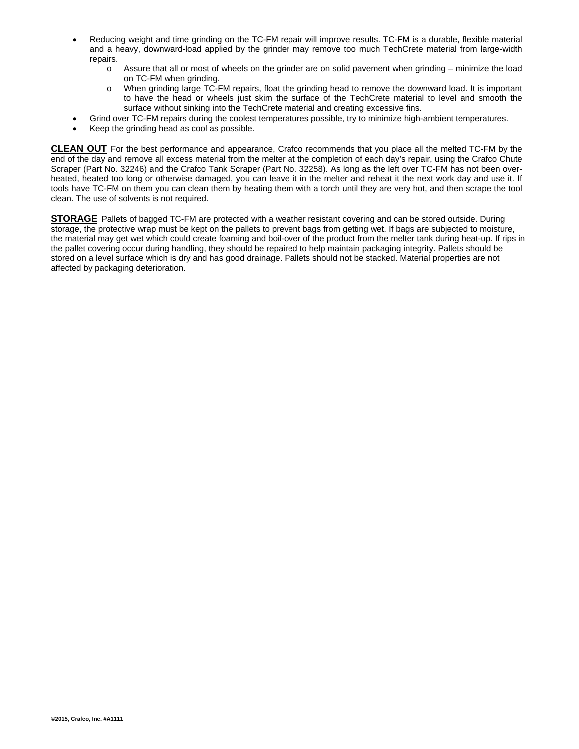- Reducing weight and time grinding on the TC-FM repair will improve results. TC-FM is a durable, flexible material and a heavy, downward-load applied by the grinder may remove too much TechCrete material from large-width repairs.
    - Assure that all or most of wheels on the grinder are on solid pavement when grinding – minimize the load on TC-FM when grinding.
    - When grinding large TC-FM repairs, float the grinding head to remove the downward load. It is important to have the head or wheels just skim the surface of the TechCrete material to level and smooth the surface without sinking into the TechCrete material and creating excessive fins.
- Grind over TC-FM repairs during the coolest temperatures possible, try to minimize high-ambient temperatures.
- Keep the grinding head as cool as possible.

**CLEAN OUT** For the best performance and appearance, Crafco recommends that you place all the melted TC-FM by the end of the day and remove all excess material from the melter at the completion of each day's repair, using the Crafco Chute Scraper (Part No. 32246) and the Crafco Tank Scraper (Part No. 32258). As long as the left over TC-FM has not been over-heated, heated too long or otherwise damaged, you can leave it in the melter and reheat it the next work day and use it. If tools have TC-FM on them you can clean them by heating them with a torch until they are very hot, and then scrape the tool clean. The use of solvents is not required.

**STORAGE** Pallets of bagged TC-FM are protected with a weather resistant covering and can be stored outside. During storage, the protective wrap must be kept on the pallets to prevent bags from getting wet. If bags are subjected to moisture, the material may get wet which could create foaming and boil-over of the product from the melter tank during heat-up. If rips in the pallet covering occur during handling, they should be repaired to help maintain packaging integrity. Pallets should be stored on a level surface which is dry and has good drainage. Pallets should not be stacked. Material properties are not affected by packaging deterioration.

**©2015, Crafco, Inc. #A1111**